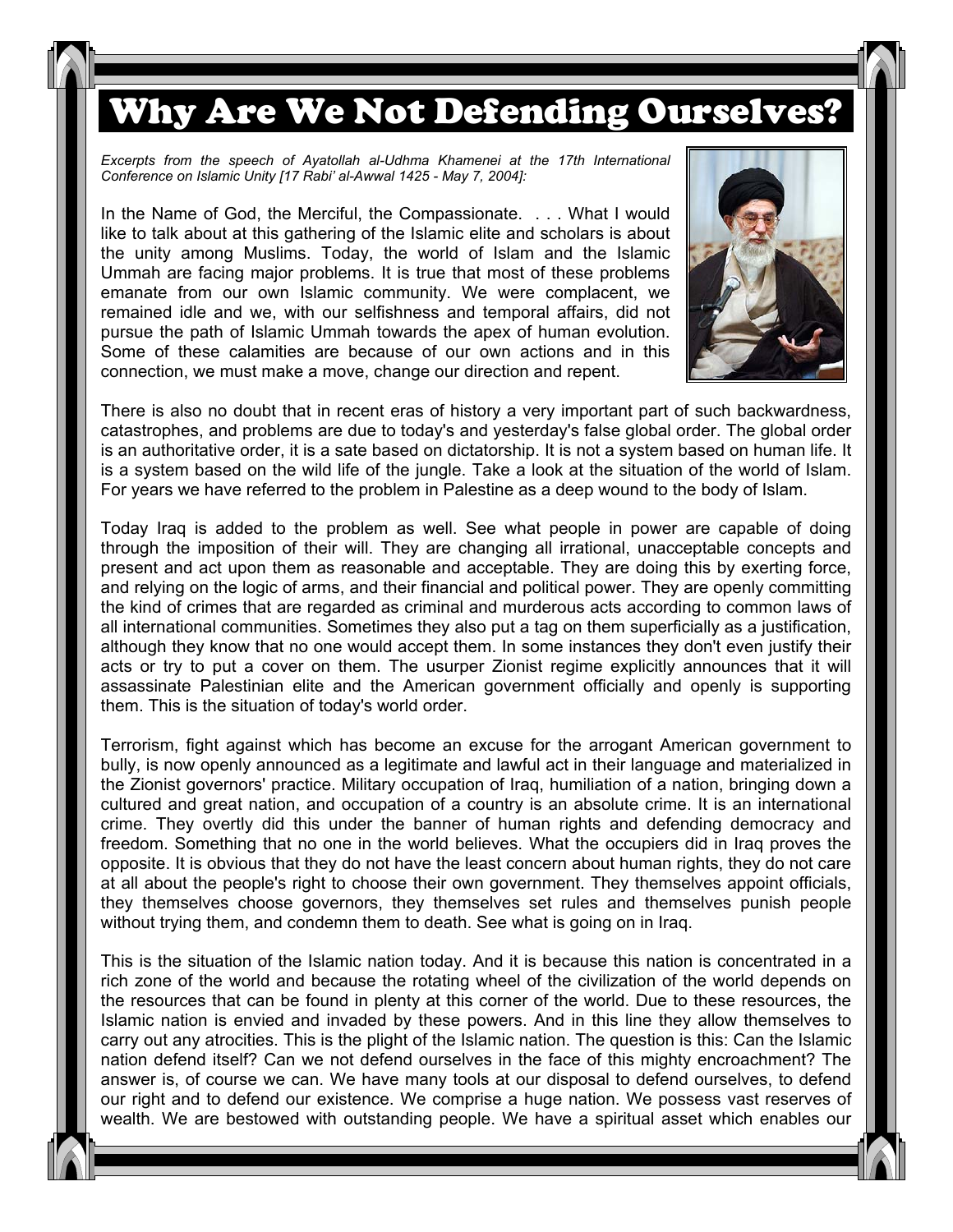# Why Are We Not Defending Ourselves?

*Excerpts from the speech of Ayatollah al-Udhma Khamenei at the 17th International Conference on Islamic Unity [17 Rabi' al-Awwal 1425 - May 7, 2004]:*

In the Name of God, the Merciful, the Compassionate. . . . What I would like to talk about at this gathering of the Islamic elite and scholars is about the unity among Muslims. Today, the world of Islam and the Islamic Ummah are facing major problems. It is true that most of these problems emanate from our own Islamic community. We were complacent, we remained idle and we, with our selfishness and temporal affairs, did not pursue the path of Islamic Ummah towards the apex of human evolution. Some of these calamities are because of our own actions and in this connection, we must make a move, change our direction and repent.

There is also no doubt that in recent eras of history a very important part of such backwardness, catastrophes, and problems are due to today's and yesterday's false global order. The global order is an authoritative order, it is a sate based on dictatorship. It is not a system based on human life. It is a system based on the wild life of the jungle. Take a look at the situation of the world of Islam. For years we have referred to the problem in Palestine as a deep wound to the body of Islam.

Today Iraq is added to the problem as well. See what people in power are capable of doing through the imposition of their will. They are changing all irrational, unacceptable concepts and present and act upon them as reasonable and acceptable. They are doing this by exerting force, and relying on the logic of arms, and their financial and political power. They are openly committing the kind of crimes that are regarded as criminal and murderous acts according to common laws of all international communities. Sometimes they also put a tag on them superficially as a justification, although they know that no one would accept them. In some instances they don't even justify their acts or try to put a cover on them. The usurper Zionist regime explicitly announces that it will assassinate Palestinian elite and the American government officially and openly is supporting them. This is the situation of today's world order.

Terrorism, fight against which has become an excuse for the arrogant American government to bully, is now openly announced as a legitimate and lawful act in their language and materialized in the Zionist governors' practice. Military occupation of Iraq, humiliation of a nation, bringing down a cultured and great nation, and occupation of a country is an absolute crime. It is an international crime. They overtly did this under the banner of human rights and defending democracy and freedom. Something that no one in the world believes. What the occupiers did in Iraq proves the opposite. It is obvious that they do not have the least concern about human rights, they do not care at all about the people's right to choose their own government. They themselves appoint officials, they themselves choose governors, they themselves set rules and themselves punish people without trying them, and condemn them to death. See what is going on in Iraq.

This is the situation of the Islamic nation today. And it is because this nation is concentrated in a rich zone of the world and because the rotating wheel of the civilization of the world depends on the resources that can be found in plenty at this corner of the world. Due to these resources, the Islamic nation is envied and invaded by these powers. And in this line they allow themselves to carry out any atrocities. This is the plight of the Islamic nation. The question is this: Can the Islamic nation defend itself? Can we not defend ourselves in the face of this mighty encroachment? The answer is, of course we can. We have many tools at our disposal to defend ourselves, to defend our right and to defend our existence. We comprise a huge nation. We possess vast reserves of wealth. We are bestowed with outstanding people. We have a spiritual asset which enables our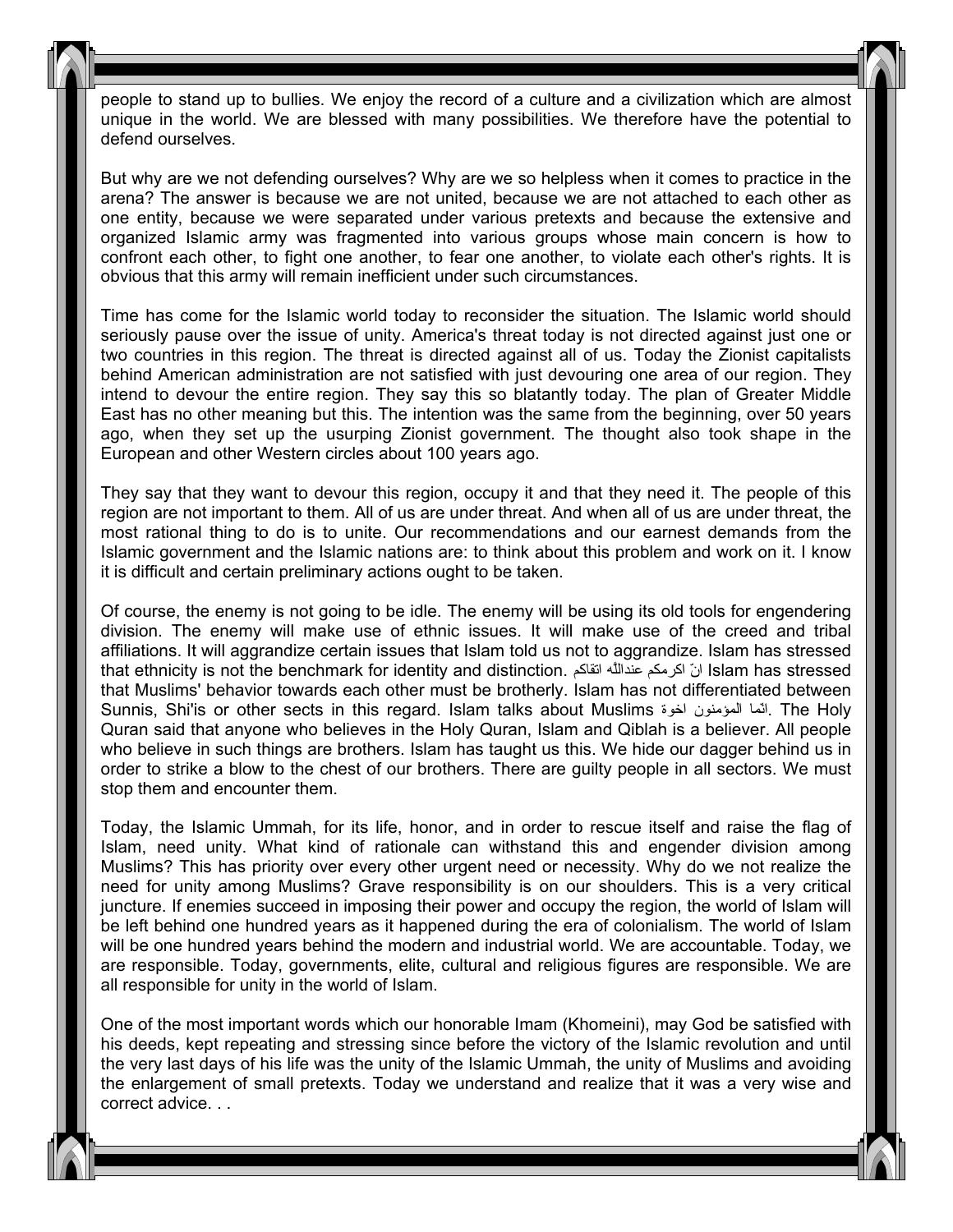people to stand up to bullies. We enjoy the record of a culture and a civilization which are almost unique in the world. We are blessed with many possibilities. We therefore have the potential to defend ourselves.

But why are we not defending ourselves? Why are we so helpless when it comes to practice in the arena? The answer is because we are not united, because we are not attached to each other as one entity, because we were separated under various pretexts and because the extensive and organized Islamic army was fragmented into various groups whose main concern is how to confront each other, to fight one another, to fear one another, to violate each other's rights. It is obvious that this army will remain inefficient under such circumstances.

Time has come for the Islamic world today to reconsider the situation. The Islamic world should seriously pause over the issue of unity. America's threat today is not directed against just one or two countries in this region. The threat is directed against all of us. Today the Zionist capitalists behind American administration are not satisfied with just devouring one area of our region. They intend to devour the entire region. They say this so blatantly today. The plan of Greater Middle East has no other meaning but this. The intention was the same from the beginning, over 50 years ago, when they set up the usurping Zionist government. The thought also took shape in the European and other Western circles about 100 years ago.

They say that they want to devour this region, occupy it and that they need it. The people of this region are not important to them. All of us are under threat. And when all of us are under threat, the most rational thing to do is to unite. Our recommendations and our earnest demands from the Islamic government and the Islamic nations are: to think about this problem and work on it. I know it is difficult and certain preliminary actions ought to be taken.

Of course, the enemy is not going to be idle. The enemy will be using its old tools for engendering division. The enemy will make use of ethnic issues. It will make use of the creed and tribal affiliations. It will aggrandize certain issues that Islam told us not to aggrandize. Islam has stressed that ethnicity is not the benchmark for identity and distinction. انّ اکرمکم عنداللّه اتقاکم Islam has stressed that Muslims' behavior towards each other must be brotherly. Islam has not differentiated between Sunnis, Shi'is or other sects in this regard. Islam talks about Muslims انّما المؤمنون اخوة. The Holy Quran said that anyone who believes in the Holy Quran, Islam and Qiblah is a believer. All people who believe in such things are brothers. Islam has taught us this. We hide our dagger behind us in order to strike a blow to the chest of our brothers. There are guilty people in all sectors. We must stop them and encounter them.

Today, the Islamic Ummah, for its life, honor, and in order to rescue itself and raise the flag of Islam, need unity. What kind of rationale can withstand this and engender division among Muslims? This has priority over every other urgent need or necessity. Why do we not realize the need for unity among Muslims? Grave responsibility is on our shoulders. This is a very critical juncture. If enemies succeed in imposing their power and occupy the region, the world of Islam will be left behind one hundred years as it happened during the era of colonialism. The world of Islam will be one hundred years behind the modern and industrial world. We are accountable. Today, we are responsible. Today, governments, elite, cultural and religious figures are responsible. We are all responsible for unity in the world of Islam.

One of the most important words which our honorable Imam (Khomeini), may God be satisfied with his deeds, kept repeating and stressing since before the victory of the Islamic revolution and until the very last days of his life was the unity of the Islamic Ummah, the unity of Muslims and avoiding the enlargement of small pretexts. Today we understand and realize that it was a very wise and correct advice. . .